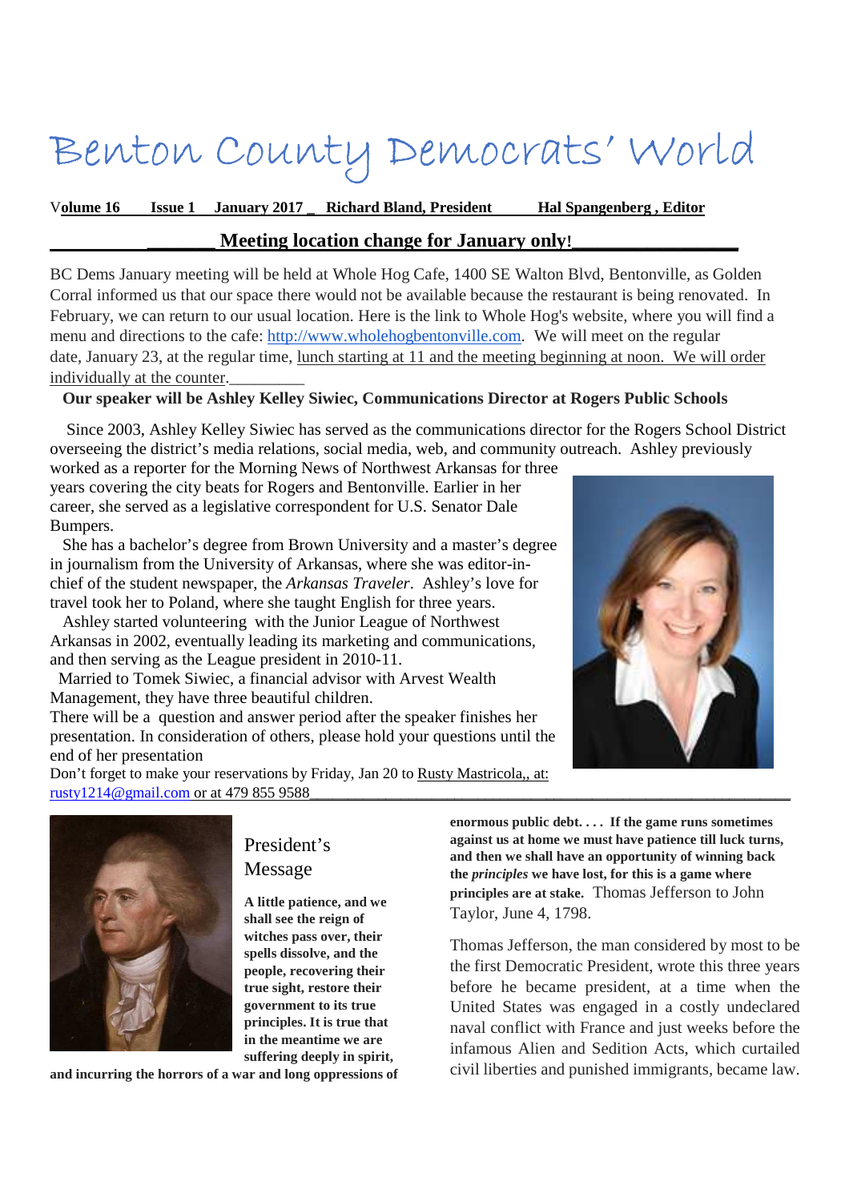# Benton County Democrats' World

**Volume 16 Issue 1 January 2017 _ Richard Bland, President Hal Spangenberg , Editor**

## Meeting location change for January only!

BC Dems January meeting will be held at Whole Hog Cafe, 1400 SE Walton Blvd, Bentonville, as Golden Corral informed us that our space there would not be available because the restaurant is being renovated. In February, we can return to our usual location. Here is the link to Whole Hog's website, where you will find a menu and directions to the cafe: http://www.wholehogbentonville.com. We will meet on the regular date, January 23, at the regular time, lunch starting at 11 and the meeting beginning at noon. We will order individually at the counter.

**Our speaker will be Ashley Kelley Siwiec, Communications Director at Rogers Public Schools**

Since 2003, Ashley Kelley Siwiec has served as the communications director for the Rogers School District overseeing the district's media relations, social media, web, and community outreach. Ashley previously worked as a reporter for the Morning News of Northwest Arkansas for three years covering the city beats for Rogers and Bentonville. Earlier in her career, she served as a legislative correspondent for U.S. Senator Dale Bumpers.

She has a bachelor's degree from Brown University and a master's degree in journalism from the University of Arkansas, where she was editor-in-chief of the student newspaper, the *Arkansas Traveler*. Ashley's love for travel took her to Poland, where she taught English for three years.

Ashley started volunteering with the Junior League of Northwest Arkansas in 2002, eventually leading its marketing and communications, and then serving as the League president in 2010-11.

Married to Tomek Siwiec, a financial advisor with Arvest Wealth Management, they have three beautiful children.

There will be a question and answer period after the speaker finishes her presentation. In consideration of others, please hold your questions until the end of her presentation

Don't forget to make your reservations by Friday, Jan 20 to Rusty Mastricola,, at: rusty1214@gmail.com or at 479 855 9588

## President's Message

**A little patience, and we shall see the reign of witches pass over, their spells dissolve, and the people, recovering their true sight, restore their government to its true principles. It is true that in the meantime we are suffering deeply in spirit, and incurring the horrors of a war and long oppressions of enormous public debt. . . . If the game runs sometimes against us at home we must have patience till luck turns, and then we shall have an opportunity of winning back the *principles* we have lost, for this is a game where principles are at stake.** Thomas Jefferson to John Taylor, June 4, 1798.

Thomas Jefferson, the man considered by most to be the first Democratic President, wrote this three years before he became president, at a time when the United States was engaged in a costly undeclared naval conflict with France and just weeks before the infamous Alien and Sedition Acts, which curtailed civil liberties and punished immigrants, became law.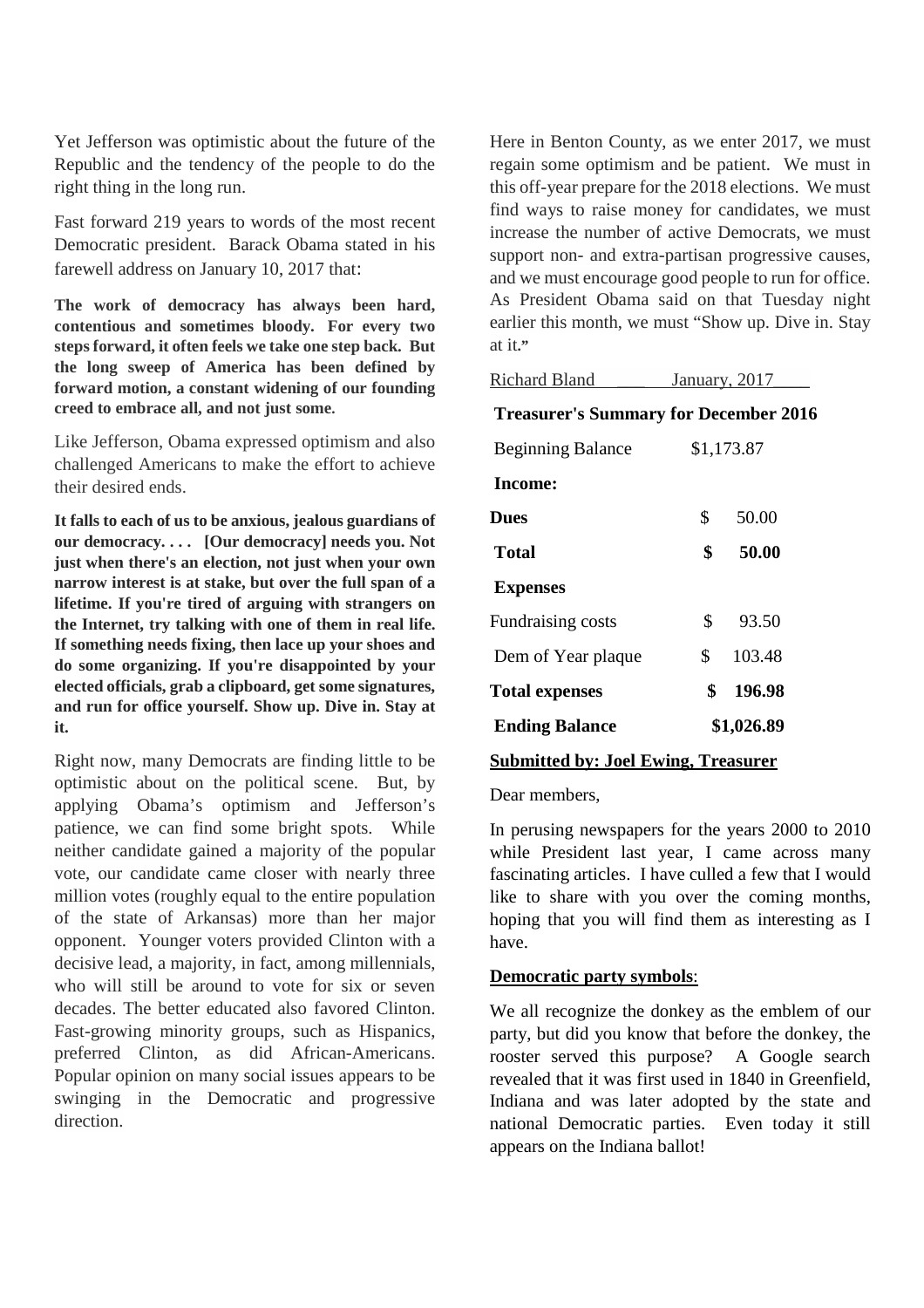Yet Jefferson was optimistic about the future of the Republic and the tendency of the people to do the right thing in the long run.

Fast forward 219 years to words of the most recent Democratic president. Barack Obama stated in his farewell address on January 10, 2017 that:

**The work of democracy has always been hard, contentious and sometimes bloody. For every two steps forward, it often feels we take one step back. But the long sweep of America has been defined by forward motion, a constant widening of our founding creed to embrace all, and not just some.**

Like Jefferson, Obama expressed optimism and also challenged Americans to make the effort to achieve their desired ends.

**It falls to each of us to be anxious, jealous guardians of our democracy. . . . [Our democracy] needs you. Not just when there's an election, not just when your own narrow interest is at stake, but over the full span of a lifetime. If you're tired of arguing with strangers on the Internet, try talking with one of them in real life. If something needs fixing, then lace up your shoes and do some organizing. If you're disappointed by your elected officials, grab a clipboard, get some signatures, and run for office yourself. Show up. Dive in. Stay at it.**

Right now, many Democrats are finding little to be optimistic about on the political scene. But, by applying Obama's optimism and Jefferson's patience, we can find some bright spots. While neither candidate gained a majority of the popular vote, our candidate came closer with nearly three million votes (roughly equal to the entire population of the state of Arkansas) more than her major opponent. Younger voters provided Clinton with a decisive lead, a majority, in fact, among millennials, who will still be around to vote for six or seven decades. The better educated also favored Clinton. Fast-growing minority groups, such as Hispanics, preferred Clinton, as did African-Americans. Popular opinion on many social issues appears to be swinging in the Democratic and progressive direction.

Here in Benton County, as we enter 2017, we must regain some optimism and be patient. We must in this off-year prepare for the 2018 elections. We must find ways to raise money for candidates, we must increase the number of active Democrats, we must support non- and extra-partisan progressive causes, and we must encourage good people to run for office. As President Obama said on that Tuesday night earlier this month, we must "Show up. Dive in. Stay at it."

Richard Bland ___ January, 2017____

**Treasurer's Summary for December 2016**

| | |
|---|---|
| Beginning Balance | $1,173.87 |
| **Income:** | |
| **Dues** | $ 50.00 |
| **Total** | **$ 50.00** |
| **Expenses** | |
| Fundraising costs | $ 93.50 |
| Dem of Year plaque | $ 103.48 |
| **Total expenses** | **$ 196.98** |
| **Ending Balance** | **$1,026.89** |

**Submitted by: Joel Ewing, Treasurer**

Dear members,

In perusing newspapers for the years 2000 to 2010 while President last year, I came across many fascinating articles. I have culled a few that I would like to share with you over the coming months, hoping that you will find them as interesting as I have.

**Democratic party symbols**:

We all recognize the donkey as the emblem of our party, but did you know that before the donkey, the rooster served this purpose? A Google search revealed that it was first used in 1840 in Greenfield, Indiana and was later adopted by the state and national Democratic parties. Even today it still appears on the Indiana ballot!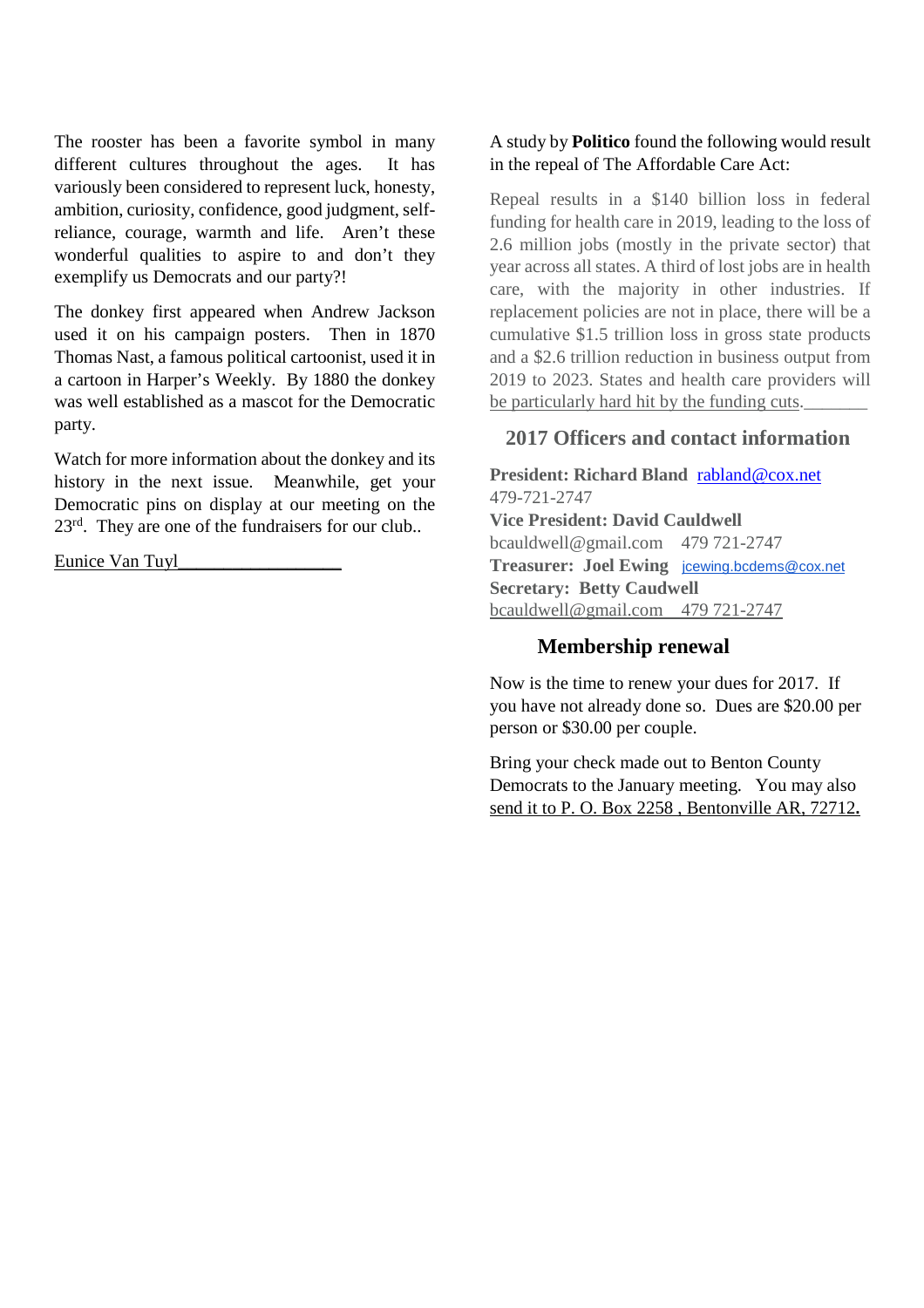The rooster has been a favorite symbol in many different cultures throughout the ages. It has variously been considered to represent luck, honesty, ambition, curiosity, confidence, good judgment, self-reliance, courage, warmth and life. Aren't these wonderful qualities to aspire to and don't they exemplify us Democrats and our party?!

The donkey first appeared when Andrew Jackson used it on his campaign posters. Then in 1870 Thomas Nast, a famous political cartoonist, used it in a cartoon in Harper's Weekly. By 1880 the donkey was well established as a mascot for the Democratic party.

Watch for more information about the donkey and its history in the next issue. Meanwhile, get your Democratic pins on display at our meeting on the 23rd. They are one of the fundraisers for our club..

Eunice Van Tuyl

A study by **Politico** found the following would result in the repeal of The Affordable Care Act:

Repeal results in a $140 billion loss in federal funding for health care in 2019, leading to the loss of 2.6 million jobs (mostly in the private sector) that year across all states. A third of lost jobs are in health care, with the majority in other industries. If replacement policies are not in place, there will be a cumulative $1.5 trillion loss in gross state products and a $2.6 trillion reduction in business output from 2019 to 2023. States and health care providers will be particularly hard hit by the funding cuts.

## 2017 Officers and contact information

**President: Richard Bland** rabland@cox.net 479-721-2747
**Vice President: David Cauldwell** bcauldwell@gmail.com 479 721-2747
**Treasurer: Joel Ewing** jcewing.bcdems@cox.net
**Secretary: Betty Caudwell** bcauldwell@gmail.com 479 721-2747

## Membership renewal

Now is the time to renew your dues for 2017. If you have not already done so. Dues are $20.00 per person or $30.00 per couple.

Bring your check made out to Benton County Democrats to the January meeting. You may also send it to P. O. Box 2258 , Bentonville AR, 72712.